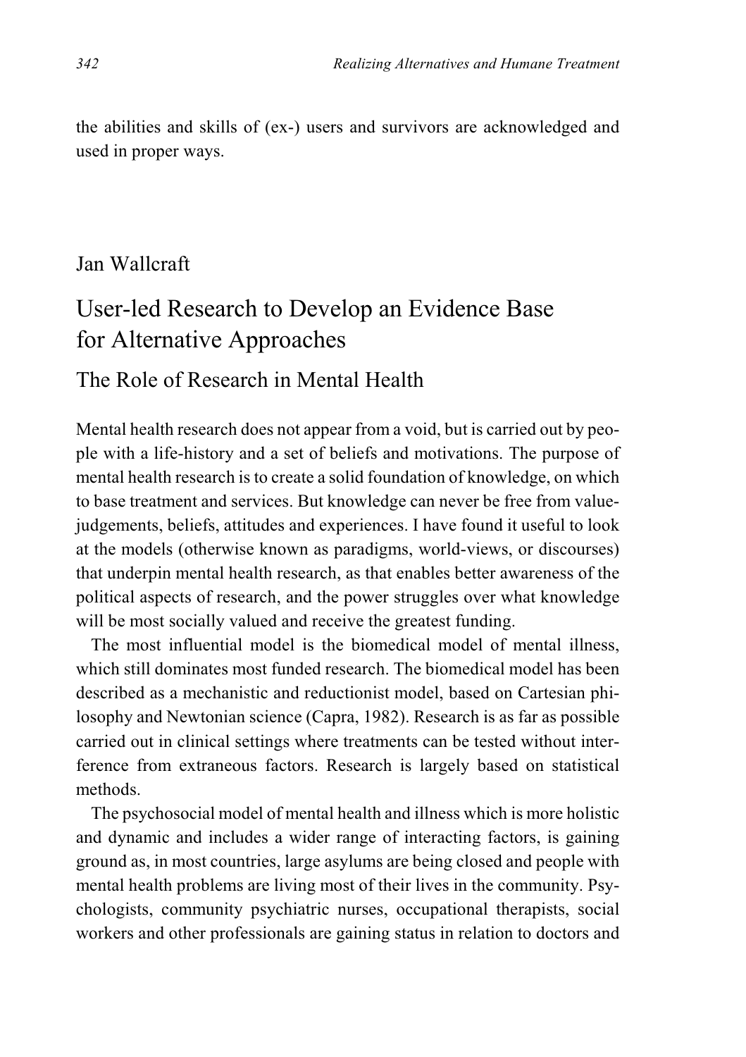the abilities and skills of (ex-) users and survivors are acknowledged and used in proper ways.

Jan Wallcraft

# User-led Research to Develop an Evidence Base for Alternative Approaches

## The Role of Research in Mental Health

Mental health research does not appear from a void, but is carried out by people with a life-history and a set of beliefs and motivations. The purpose of mental health research is to create a solid foundation of knowledge, on which to base treatment and services. But knowledge can never be free from value-judgements, beliefs, attitudes and experiences. I have found it useful to look at the models (otherwise known as paradigms, world-views, or discourses) that underpin mental health research, as that enables better awareness of the political aspects of research, and the power struggles over what knowledge will be most socially valued and receive the greatest funding.

The most influential model is the biomedical model of mental illness, which still dominates most funded research. The biomedical model has been described as a mechanistic and reductionist model, based on Cartesian philosophy and Newtonian science (Capra, 1982). Research is as far as possible carried out in clinical settings where treatments can be tested without interference from extraneous factors. Research is largely based on statistical methods.

The psychosocial model of mental health and illness which is more holistic and dynamic and includes a wider range of interacting factors, is gaining ground as, in most countries, large asylums are being closed and people with mental health problems are living most of their lives in the community. Psychologists, community psychiatric nurses, occupational therapists, social workers and other professionals are gaining status in relation to doctors and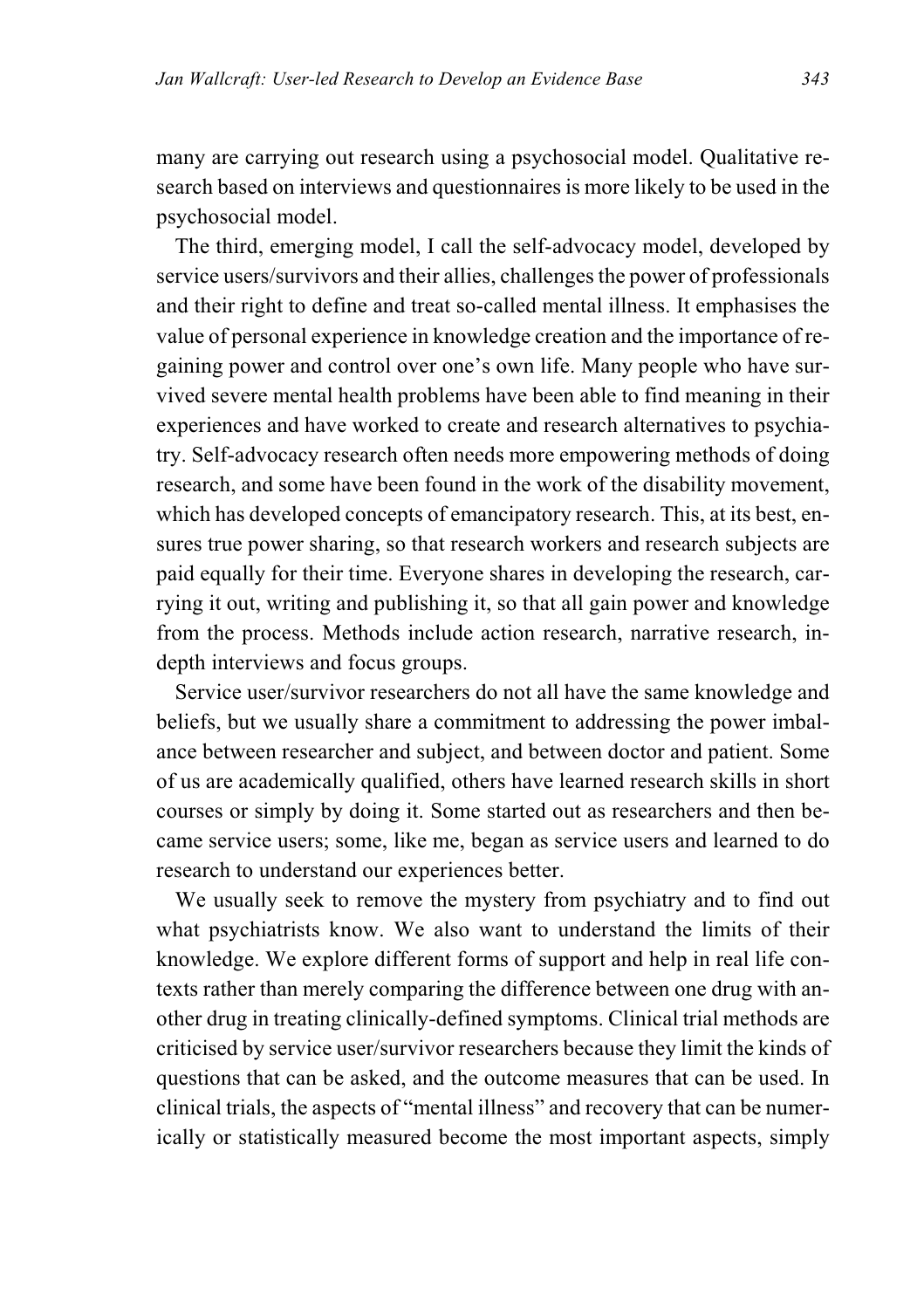many are carrying out research using a psychosocial model. Qualitative research based on interviews and questionnaires is more likely to be used in the psychosocial model.

The third, emerging model, I call the self-advocacy model, developed by service users/survivors and their allies, challenges the power of professionals and their right to define and treat so-called mental illness. It emphasises the value of personal experience in knowledge creation and the importance of regaining power and control over one's own life. Many people who have survived severe mental health problems have been able to find meaning in their experiences and have worked to create and research alternatives to psychiatry. Self-advocacy research often needs more empowering methods of doing research, and some have been found in the work of the disability movement, which has developed concepts of emancipatory research. This, at its best, ensures true power sharing, so that research workers and research subjects are paid equally for their time. Everyone shares in developing the research, carrying it out, writing and publishing it, so that all gain power and knowledge from the process. Methods include action research, narrative research, in-depth interviews and focus groups.

Service user/survivor researchers do not all have the same knowledge and beliefs, but we usually share a commitment to addressing the power imbalance between researcher and subject, and between doctor and patient. Some of us are academically qualified, others have learned research skills in short courses or simply by doing it. Some started out as researchers and then became service users; some, like me, began as service users and learned to do research to understand our experiences better.

We usually seek to remove the mystery from psychiatry and to find out what psychiatrists know. We also want to understand the limits of their knowledge. We explore different forms of support and help in real life contexts rather than merely comparing the difference between one drug with another drug in treating clinically-defined symptoms. Clinical trial methods are criticised by service user/survivor researchers because they limit the kinds of questions that can be asked, and the outcome measures that can be used. In clinical trials, the aspects of "mental illness" and recovery that can be numerically or statistically measured become the most important aspects, simply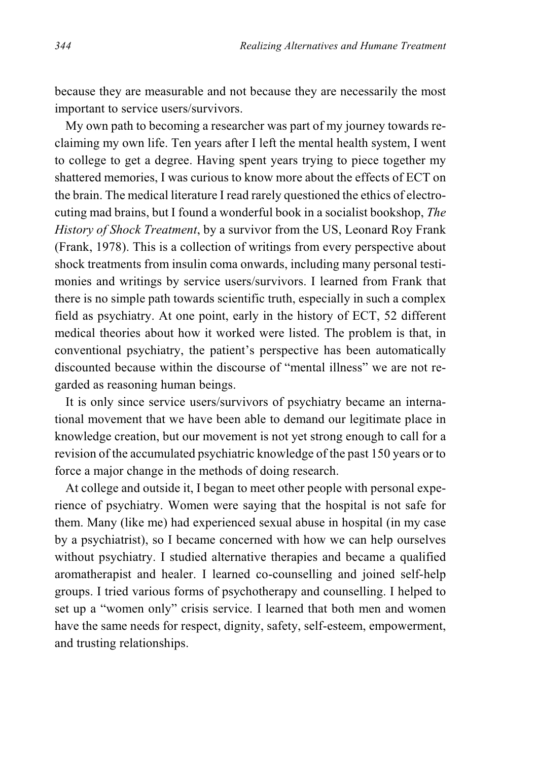because they are measurable and not because they are necessarily the most important to service users/survivors.

My own path to becoming a researcher was part of my journey towards reclaiming my own life. Ten years after I left the mental health system, I went to college to get a degree. Having spent years trying to piece together my shattered memories, I was curious to know more about the effects of ECT on the brain. The medical literature I read rarely questioned the ethics of electrocuting mad brains, but I found a wonderful book in a socialist bookshop, *The History of Shock Treatment*, by a survivor from the US, Leonard Roy Frank (Frank, 1978). This is a collection of writings from every perspective about shock treatments from insulin coma onwards, including many personal testimonies and writings by service users/survivors. I learned from Frank that there is no simple path towards scientific truth, especially in such a complex field as psychiatry. At one point, early in the history of ECT, 52 different medical theories about how it worked were listed. The problem is that, in conventional psychiatry, the patient's perspective has been automatically discounted because within the discourse of "mental illness" we are not regarded as reasoning human beings.

It is only since service users/survivors of psychiatry became an international movement that we have been able to demand our legitimate place in knowledge creation, but our movement is not yet strong enough to call for a revision of the accumulated psychiatric knowledge of the past 150 years or to force a major change in the methods of doing research.

At college and outside it, I began to meet other people with personal experience of psychiatry. Women were saying that the hospital is not safe for them. Many (like me) had experienced sexual abuse in hospital (in my case by a psychiatrist), so I became concerned with how we can help ourselves without psychiatry. I studied alternative therapies and became a qualified aromatherapist and healer. I learned co-counselling and joined self-help groups. I tried various forms of psychotherapy and counselling. I helped to set up a "women only" crisis service. I learned that both men and women have the same needs for respect, dignity, safety, self-esteem, empowerment, and trusting relationships.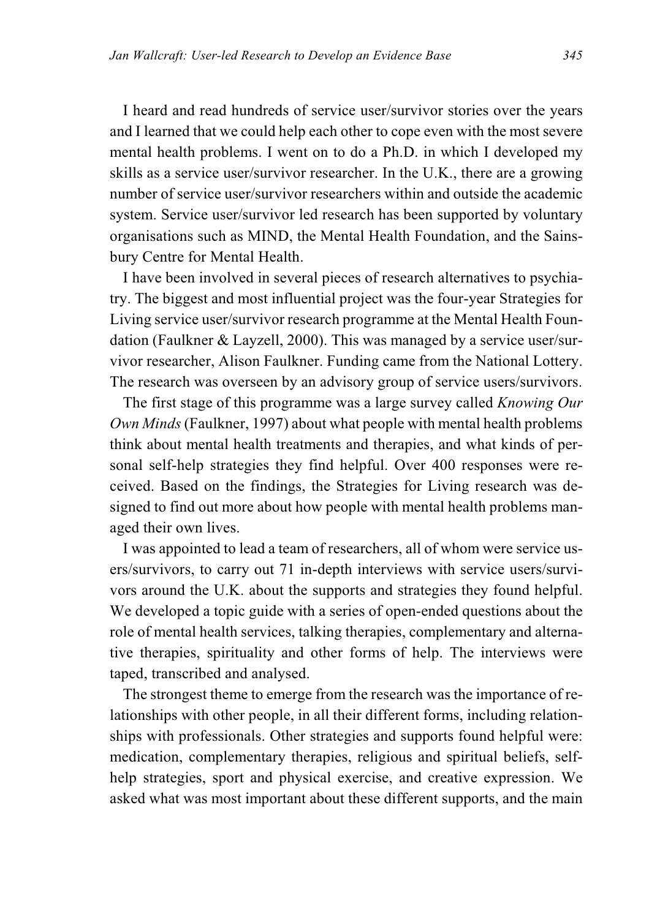I heard and read hundreds of service user/survivor stories over the years and I learned that we could help each other to cope even with the most severe mental health problems. I went on to do a Ph.D. in which I developed my skills as a service user/survivor researcher. In the U.K., there are a growing number of service user/survivor researchers within and outside the academic system. Service user/survivor led research has been supported by voluntary organisations such as MIND, the Mental Health Foundation, and the Sainsbury Centre for Mental Health.

I have been involved in several pieces of research alternatives to psychiatry. The biggest and most influential project was the four-year Strategies for Living service user/survivor research programme at the Mental Health Foundation (Faulkner & Layzell, 2000). This was managed by a service user/survivor researcher, Alison Faulkner. Funding came from the National Lottery. The research was overseen by an advisory group of service users/survivors.

The first stage of this programme was a large survey called *Knowing Our Own Minds* (Faulkner, 1997) about what people with mental health problems think about mental health treatments and therapies, and what kinds of personal self-help strategies they find helpful. Over 400 responses were received. Based on the findings, the Strategies for Living research was designed to find out more about how people with mental health problems managed their own lives.

I was appointed to lead a team of researchers, all of whom were service users/survivors, to carry out 71 in-depth interviews with service users/survivors around the U.K. about the supports and strategies they found helpful. We developed a topic guide with a series of open-ended questions about the role of mental health services, talking therapies, complementary and alternative therapies, spirituality and other forms of help. The interviews were taped, transcribed and analysed.

The strongest theme to emerge from the research was the importance of relationships with other people, in all their different forms, including relationships with professionals. Other strategies and supports found helpful were: medication, complementary therapies, religious and spiritual beliefs, self-help strategies, sport and physical exercise, and creative expression. We asked what was most important about these different supports, and the main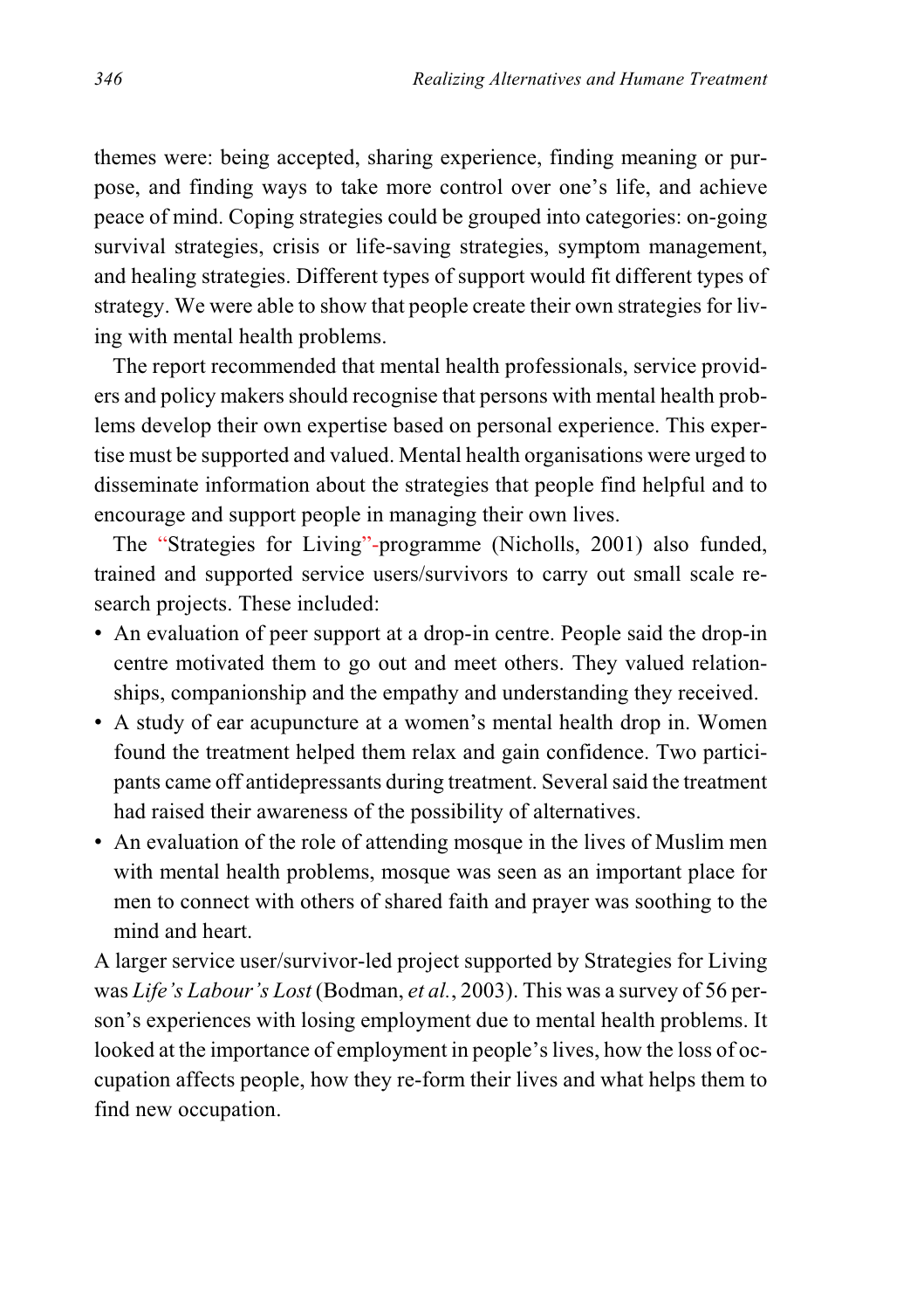themes were: being accepted, sharing experience, finding meaning or purpose, and finding ways to take more control over one's life, and achieve peace of mind. Coping strategies could be grouped into categories: on-going survival strategies, crisis or life-saving strategies, symptom management, and healing strategies. Different types of support would fit different types of strategy. We were able to show that people create their own strategies for living with mental health problems.

The report recommended that mental health professionals, service providers and policy makers should recognise that persons with mental health problems develop their own expertise based on personal experience. This expertise must be supported and valued. Mental health organisations were urged to disseminate information about the strategies that people find helpful and to encourage and support people in managing their own lives.

The "Strategies for Living"-programme (Nicholls, 2001) also funded, trained and supported service users/survivors to carry out small scale research projects. These included:

- An evaluation of peer support at a drop-in centre. People said the drop-in centre motivated them to go out and meet others. They valued relationships, companionship and the empathy and understanding they received.
- A study of ear acupuncture at a women's mental health drop in. Women found the treatment helped them relax and gain confidence. Two participants came off antidepressants during treatment. Several said the treatment had raised their awareness of the possibility of alternatives.
- An evaluation of the role of attending mosque in the lives of Muslim men with mental health problems, mosque was seen as an important place for men to connect with others of shared faith and prayer was soothing to the mind and heart.

A larger service user/survivor-led project supported by Strategies for Living was *Life's Labour's Lost* (Bodman, *et al.*, 2003). This was a survey of 56 person's experiences with losing employment due to mental health problems. It looked at the importance of employment in people's lives, how the loss of occupation affects people, how they re-form their lives and what helps them to find new occupation.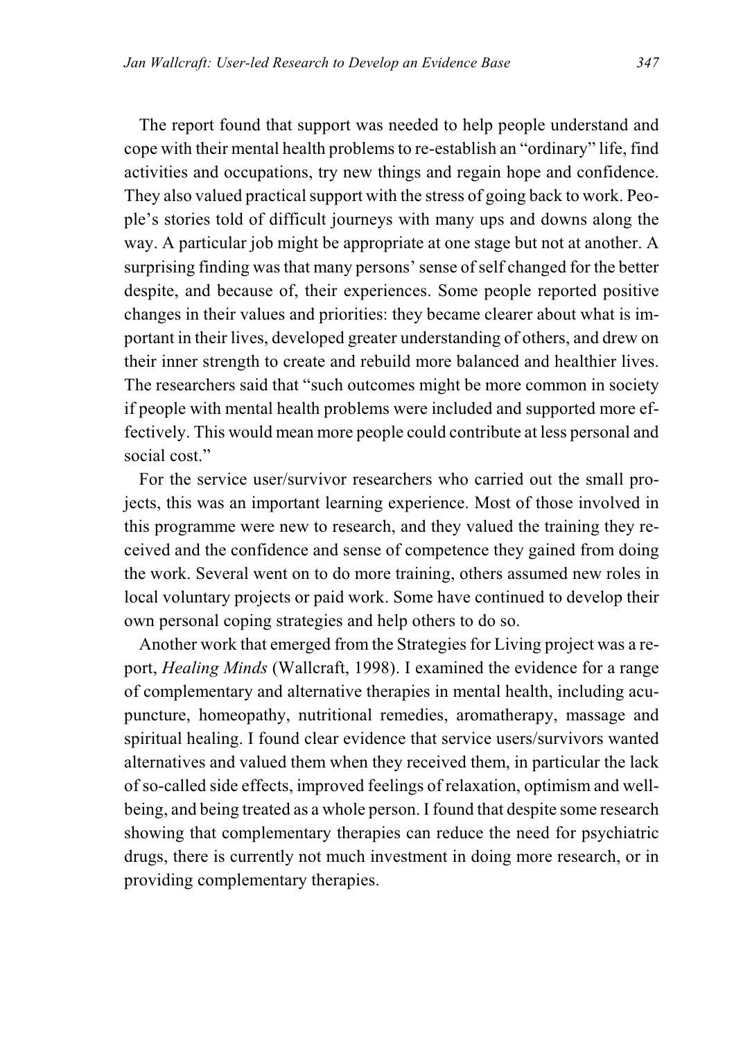The report found that support was needed to help people understand and cope with their mental health problems to re-establish an "ordinary" life, find activities and occupations, try new things and regain hope and confidence. They also valued practical support with the stress of going back to work. People's stories told of difficult journeys with many ups and downs along the way. A particular job might be appropriate at one stage but not at another. A surprising finding was that many persons' sense of self changed for the better despite, and because of, their experiences. Some people reported positive changes in their values and priorities: they became clearer about what is important in their lives, developed greater understanding of others, and drew on their inner strength to create and rebuild more balanced and healthier lives. The researchers said that "such outcomes might be more common in society if people with mental health problems were included and supported more effectively. This would mean more people could contribute at less personal and social cost."

For the service user/survivor researchers who carried out the small projects, this was an important learning experience. Most of those involved in this programme were new to research, and they valued the training they received and the confidence and sense of competence they gained from doing the work. Several went on to do more training, others assumed new roles in local voluntary projects or paid work. Some have continued to develop their own personal coping strategies and help others to do so.

Another work that emerged from the Strategies for Living project was a report, *Healing Minds* (Wallcraft, 1998). I examined the evidence for a range of complementary and alternative therapies in mental health, including acupuncture, homeopathy, nutritional remedies, aromatherapy, massage and spiritual healing. I found clear evidence that service users/survivors wanted alternatives and valued them when they received them, in particular the lack of so-called side effects, improved feelings of relaxation, optimism and well-being, and being treated as a whole person. I found that despite some research showing that complementary therapies can reduce the need for psychiatric drugs, there is currently not much investment in doing more research, or in providing complementary therapies.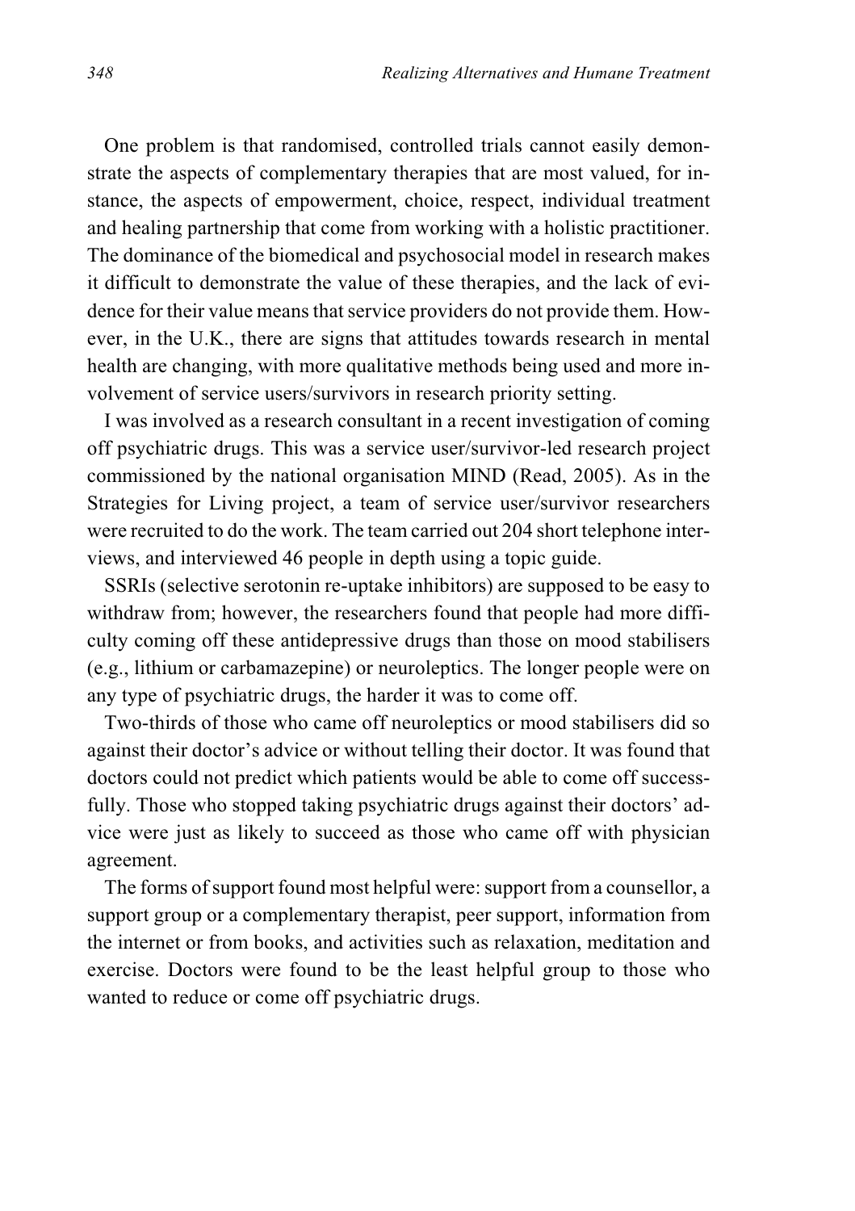One problem is that randomised, controlled trials cannot easily demonstrate the aspects of complementary therapies that are most valued, for instance, the aspects of empowerment, choice, respect, individual treatment and healing partnership that come from working with a holistic practitioner. The dominance of the biomedical and psychosocial model in research makes it difficult to demonstrate the value of these therapies, and the lack of evidence for their value means that service providers do not provide them. However, in the U.K., there are signs that attitudes towards research in mental health are changing, with more qualitative methods being used and more involvement of service users/survivors in research priority setting.

I was involved as a research consultant in a recent investigation of coming off psychiatric drugs. This was a service user/survivor-led research project commissioned by the national organisation MIND (Read, 2005). As in the Strategies for Living project, a team of service user/survivor researchers were recruited to do the work. The team carried out 204 short telephone interviews, and interviewed 46 people in depth using a topic guide.

SSRIs (selective serotonin re-uptake inhibitors) are supposed to be easy to withdraw from; however, the researchers found that people had more difficulty coming off these antidepressive drugs than those on mood stabilisers (e.g., lithium or carbamazepine) or neuroleptics. The longer people were on any type of psychiatric drugs, the harder it was to come off.

Two-thirds of those who came off neuroleptics or mood stabilisers did so against their doctor's advice or without telling their doctor. It was found that doctors could not predict which patients would be able to come off successfully. Those who stopped taking psychiatric drugs against their doctors' advice were just as likely to succeed as those who came off with physician agreement.

The forms of support found most helpful were: support from a counsellor, a support group or a complementary therapist, peer support, information from the internet or from books, and activities such as relaxation, meditation and exercise. Doctors were found to be the least helpful group to those who wanted to reduce or come off psychiatric drugs.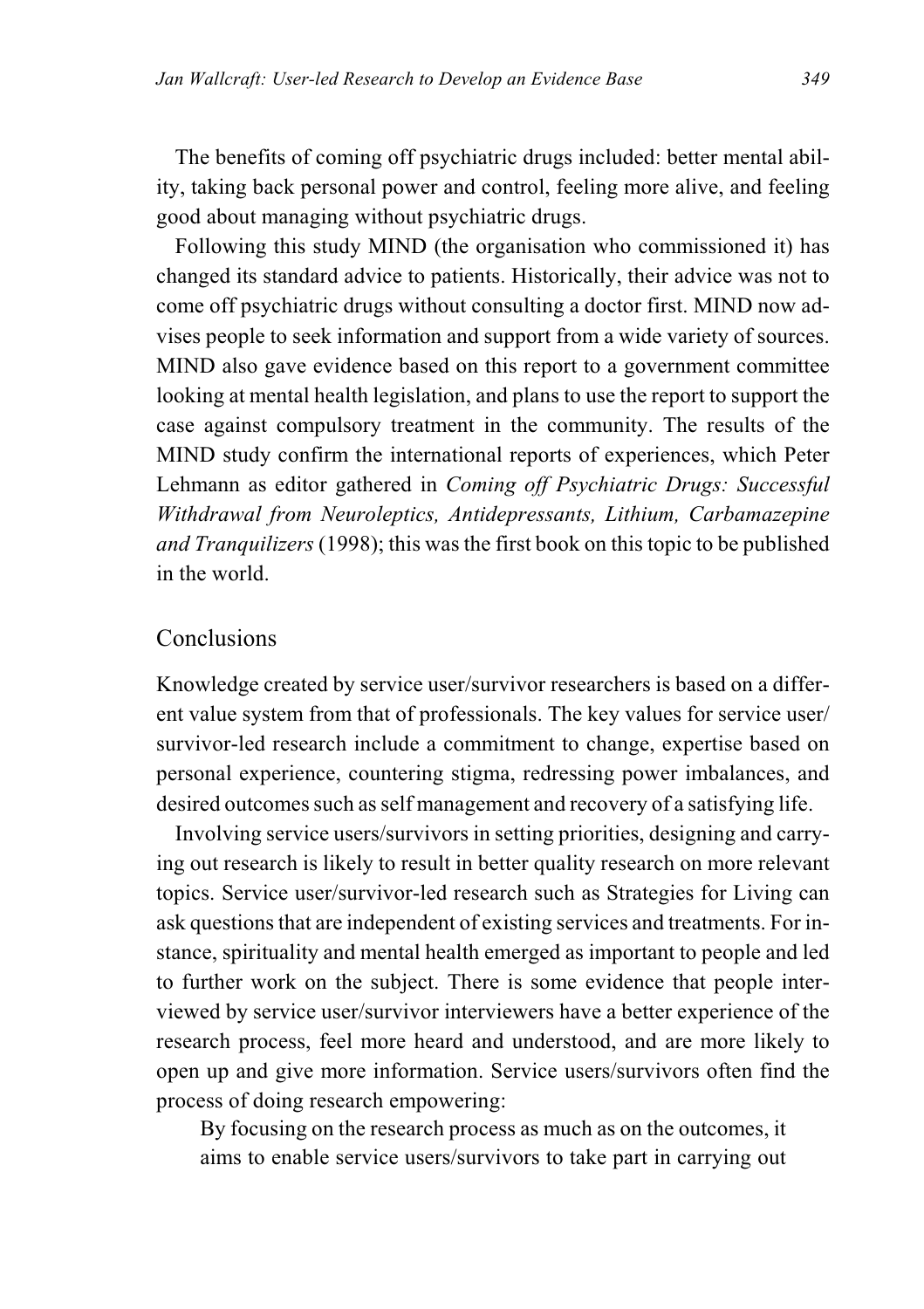The benefits of coming off psychiatric drugs included: better mental ability, taking back personal power and control, feeling more alive, and feeling good about managing without psychiatric drugs.

Following this study MIND (the organisation who commissioned it) has changed its standard advice to patients. Historically, their advice was not to come off psychiatric drugs without consulting a doctor first. MIND now advises people to seek information and support from a wide variety of sources. MIND also gave evidence based on this report to a government committee looking at mental health legislation, and plans to use the report to support the case against compulsory treatment in the community. The results of the MIND study confirm the international reports of experiences, which Peter Lehmann as editor gathered in *Coming off Psychiatric Drugs: Successful Withdrawal from Neuroleptics, Antidepressants, Lithium, Carbamazepine and Tranquilizers* (1998); this was the first book on this topic to be published in the world.

## Conclusions

Knowledge created by service user/survivor researchers is based on a different value system from that of professionals. The key values for service user/survivor-led research include a commitment to change, expertise based on personal experience, countering stigma, redressing power imbalances, and desired outcomes such as self management and recovery of a satisfying life.

Involving service users/survivors in setting priorities, designing and carrying out research is likely to result in better quality research on more relevant topics. Service user/survivor-led research such as Strategies for Living can ask questions that are independent of existing services and treatments. For instance, spirituality and mental health emerged as important to people and led to further work on the subject. There is some evidence that people interviewed by service user/survivor interviewers have a better experience of the research process, feel more heard and understood, and are more likely to open up and give more information. Service users/survivors often find the process of doing research empowering:

> By focusing on the research process as much as on the outcomes, it aims to enable service users/survivors to take part in carrying out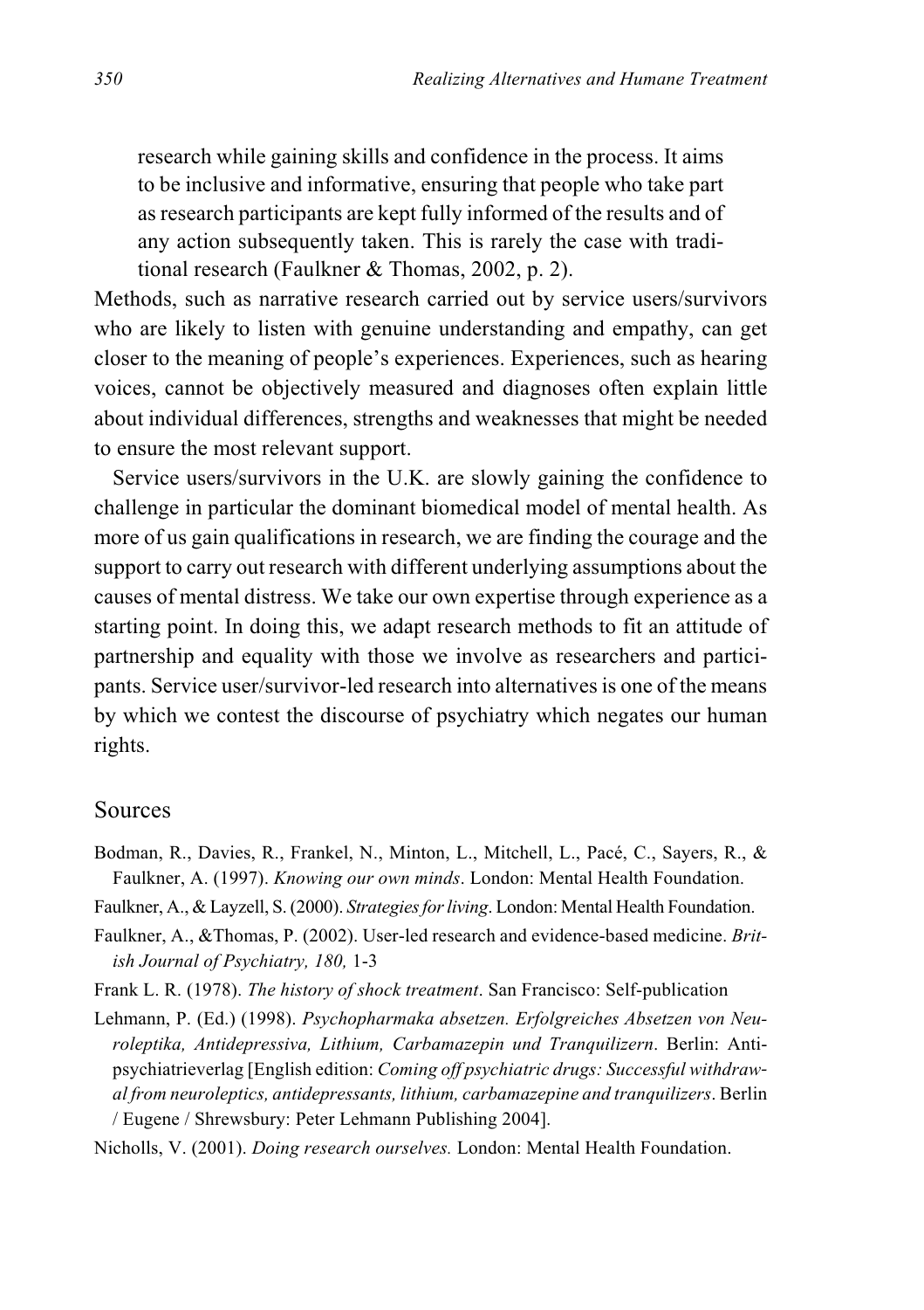> research while gaining skills and confidence in the process. It aims to be inclusive and informative, ensuring that people who take part as research participants are kept fully informed of the results and of any action subsequently taken. This is rarely the case with traditional research (Faulkner & Thomas, 2002, p. 2).

Methods, such as narrative research carried out by service users/survivors who are likely to listen with genuine understanding and empathy, can get closer to the meaning of people's experiences. Experiences, such as hearing voices, cannot be objectively measured and diagnoses often explain little about individual differences, strengths and weaknesses that might be needed to ensure the most relevant support.

Service users/survivors in the U.K. are slowly gaining the confidence to challenge in particular the dominant biomedical model of mental health. As more of us gain qualifications in research, we are finding the courage and the support to carry out research with different underlying assumptions about the causes of mental distress. We take our own expertise through experience as a starting point. In doing this, we adapt research methods to fit an attitude of partnership and equality with those we involve as researchers and participants. Service user/survivor-led research into alternatives is one of the means by which we contest the discourse of psychiatry which negates our human rights.

## Sources

Bodman, R., Davies, R., Frankel, N., Minton, L., Mitchell, L., Pacé, C., Sayers, R., & Faulkner, A. (1997). *Knowing our own minds*. London: Mental Health Foundation.

Faulkner, A., & Layzell, S. (2000). *Strategies for living*. London: Mental Health Foundation.

Faulkner, A., &Thomas, P. (2002). User-led research and evidence-based medicine. *British Journal of Psychiatry, 180,* 1-3

Frank L. R. (1978). *The history of shock treatment*. San Francisco: Self-publication

Lehmann, P. (Ed.) (1998). *Psychopharmaka absetzen. Erfolgreiches Absetzen von Neuroleptika, Antidepressiva, Lithium, Carbamazepin und Tranquilizern*. Berlin: Antipsychiatrieverlag [English edition: *Coming off psychiatric drugs: Successful withdrawal from neuroleptics, antidepressants, lithium, carbamazepine and tranquilizers*. Berlin / Eugene / Shrewsbury: Peter Lehmann Publishing 2004].

Nicholls, V. (2001). *Doing research ourselves.* London: Mental Health Foundation.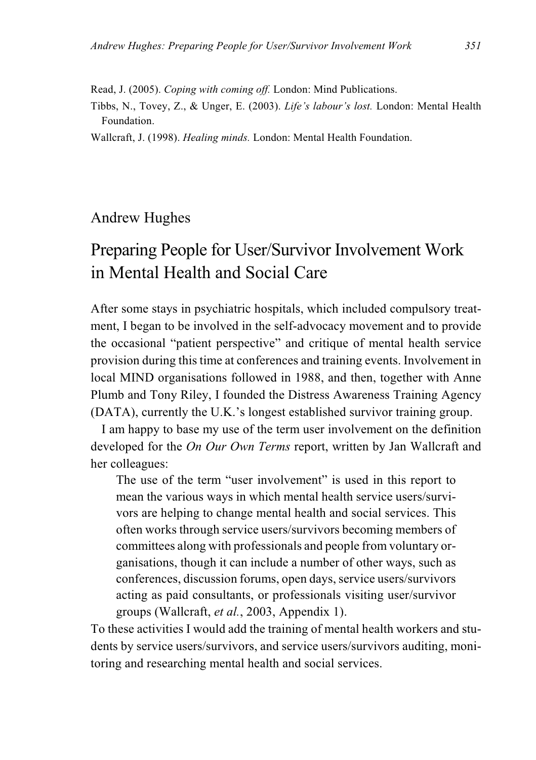Read, J. (2005). *Coping with coming off.* London: Mind Publications.

Tibbs, N., Tovey, Z., & Unger, E. (2003). *Life's labour's lost.* London: Mental Health Foundation.

Wallcraft, J. (1998). *Healing minds.* London: Mental Health Foundation.

Andrew Hughes

# Preparing People for User/Survivor Involvement Work in Mental Health and Social Care

After some stays in psychiatric hospitals, which included compulsory treatment, I began to be involved in the self-advocacy movement and to provide the occasional "patient perspective" and critique of mental health service provision during this time at conferences and training events. Involvement in local MIND organisations followed in 1988, and then, together with Anne Plumb and Tony Riley, I founded the Distress Awareness Training Agency (DATA), currently the U.K.'s longest established survivor training group.

I am happy to base my use of the term user involvement on the definition developed for the *On Our Own Terms* report, written by Jan Wallcraft and her colleagues:

> The use of the term "user involvement" is used in this report to mean the various ways in which mental health service users/survivors are helping to change mental health and social services. This often works through service users/survivors becoming members of committees along with professionals and people from voluntary organisations, though it can include a number of other ways, such as conferences, discussion forums, open days, service users/survivors acting as paid consultants, or professionals visiting user/survivor groups (Wallcraft, *et al.*, 2003, Appendix 1).

To these activities I would add the training of mental health workers and students by service users/survivors, and service users/survivors auditing, monitoring and researching mental health and social services.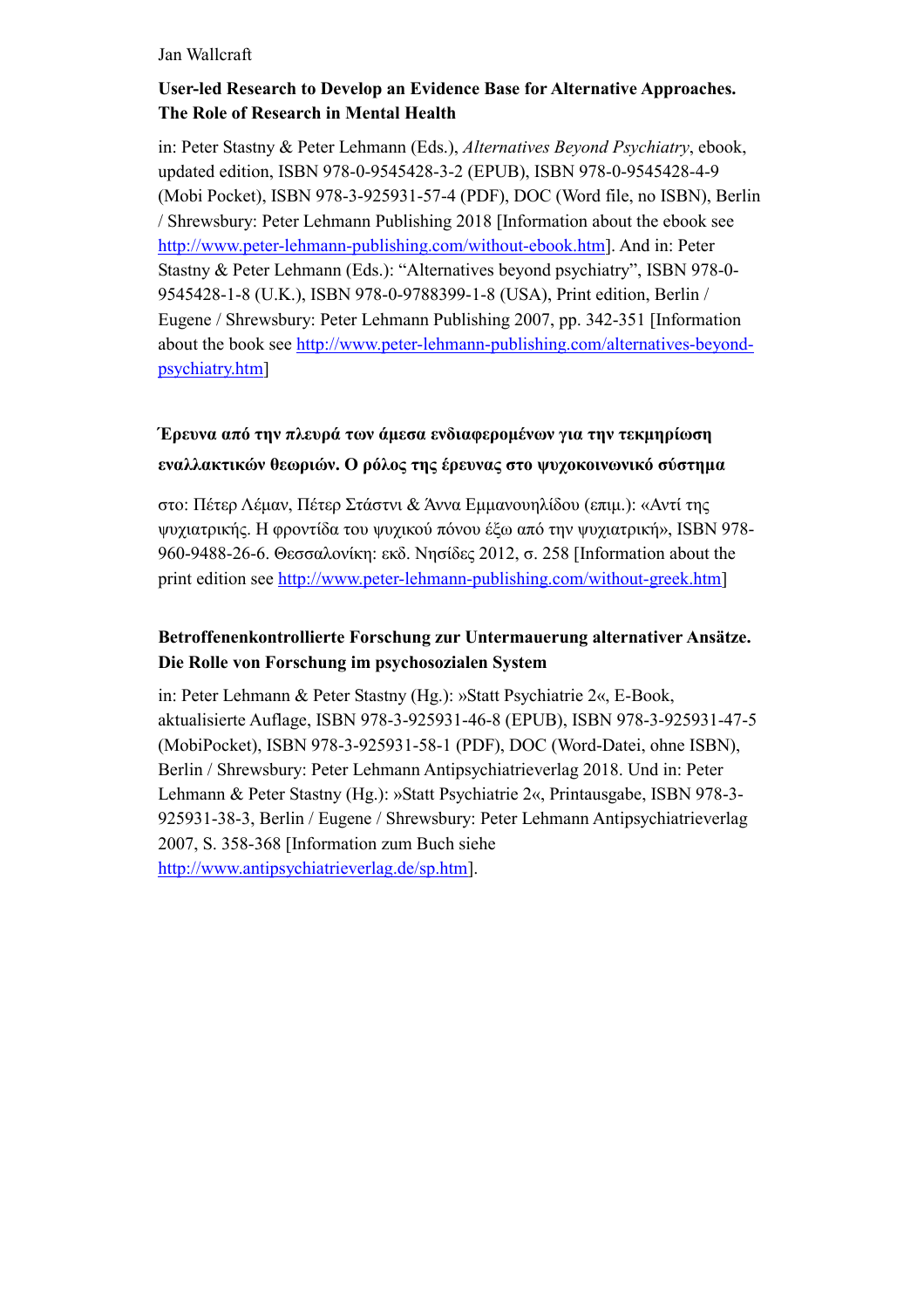Jan Wallcraft

**User-led Research to Develop an Evidence Base for Alternative Approaches. The Role of Research in Mental Health**

in: Peter Stastny & Peter Lehmann (Eds.), *Alternatives Beyond Psychiatry*, ebook, updated edition, ISBN 978-0-9545428-3-2 (EPUB), ISBN 978-0-9545428-4-9 (Mobi Pocket), ISBN 978-3-925931-57-4 (PDF), DOC (Word file, no ISBN), Berlin / Shrewsbury: Peter Lehmann Publishing 2018 [Information about the ebook see http://www.peter-lehmann-publishing.com/without-ebook.htm]. And in: Peter Stastny & Peter Lehmann (Eds.): "Alternatives beyond psychiatry", ISBN 978-0-9545428-1-8 (U.K.), ISBN 978-0-9788399-1-8 (USA), Print edition, Berlin / Eugene / Shrewsbury: Peter Lehmann Publishing 2007, pp. 342-351 [Information about the book see http://www.peter-lehmann-publishing.com/alternatives-beyond-psychiatry.htm]

**Έρευνα από την πλευρά των άμεσα ενδιαφερομένων για την τεκμηρίωση εναλλακτικών θεωριών. Ο ρόλος της έρευνας στο ψυχοκοινωνικό σύστημα**

στο: Πέτερ Λέμαν, Πέτερ Στάστνι & Άννα Εμμανουηλίδου (επιμ.): «Αντί της ψυχιατρικής. Η φροντίδα του ψυχικού πόνου έξω από την ψυχιατρική», ISBN 978-960-9488-26-6. Θεσσαλονίκη: εκδ. Νησίδες 2012, σ. 258 [Information about the print edition see http://www.peter-lehmann-publishing.com/without-greek.htm]

**Betroffenenkontrollierte Forschung zur Untermauerung alternativer Ansätze. Die Rolle von Forschung im psychosozialen System**

in: Peter Lehmann & Peter Stastny (Hg.): »Statt Psychiatrie 2«, E-Book, aktualisierte Auflage, ISBN 978-3-925931-46-8 (EPUB), ISBN 978-3-925931-47-5 (MobiPocket), ISBN 978-3-925931-58-1 (PDF), DOC (Word-Datei, ohne ISBN), Berlin / Shrewsbury: Peter Lehmann Antipsychiatrieverlag 2018. Und in: Peter Lehmann & Peter Stastny (Hg.): »Statt Psychiatrie 2«, Printausgabe, ISBN 978-3-925931-38-3, Berlin / Eugene / Shrewsbury: Peter Lehmann Antipsychiatrieverlag 2007, S. 358-368 [Information zum Buch siehe http://www.antipsychiatrieverlag.de/sp.htm].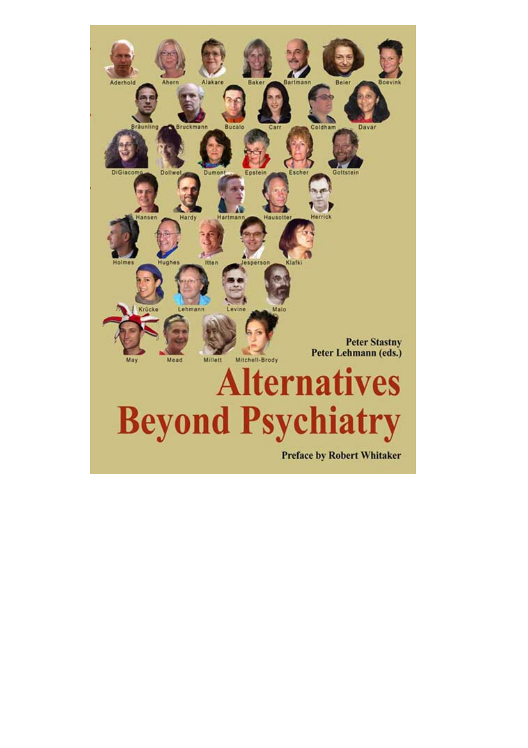Aderhold Ahern Alakare Baker Bartmann Beier Boevink

Bräunling Bruckmann Bucalo Carr Coldham Davar

DiGiacomo Dollwet Dumont Epstein Escher Gottstein

Hansen Hardy Hartmann Hausotter Herrick

Holmes Hughes Itten Jesperson Klafki

Krücke Lehmann Levine Maio

May Mead Millett Mitchell-Brody

**Peter Stastny**
**Peter Lehmann (eds.)**

# Alternatives Beyond Psychiatry

**Preface by Robert Whitaker**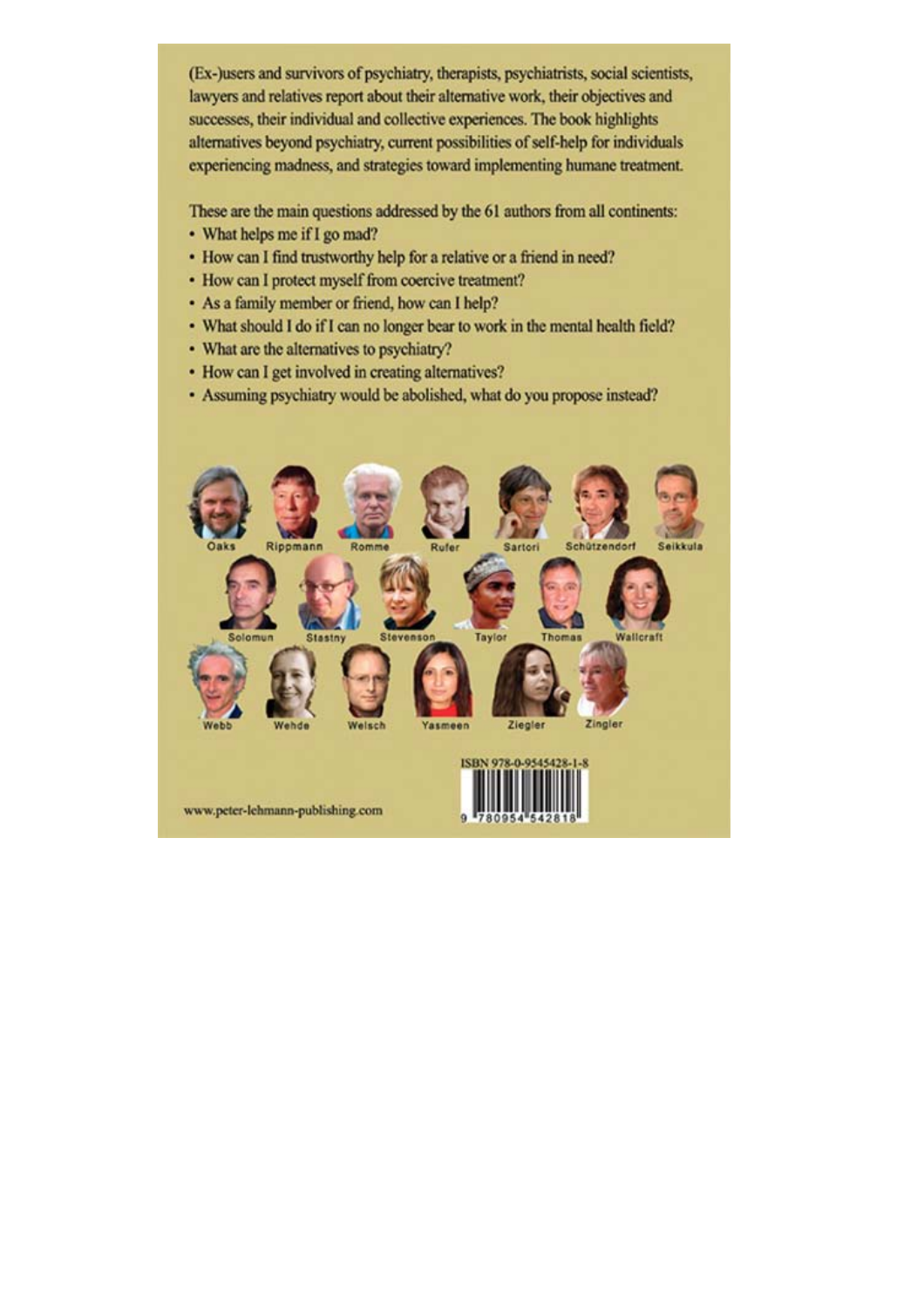(Ex-)users and survivors of psychiatry, therapists, psychiatrists, social scientists, lawyers and relatives report about their alternative work, their objectives and successes, their individual and collective experiences. The book highlights alternatives beyond psychiatry, current possibilities of self-help for individuals experiencing madness, and strategies toward implementing humane treatment.

These are the main questions addressed by the 61 authors from all continents:

- What helps me if I go mad?
- How can I find trustworthy help for a relative or a friend in need?
- How can I protect myself from coercive treatment?
- As a family member or friend, how can I help?
- What should I do if I can no longer bear to work in the mental health field?
- What are the alternatives to psychiatry?
- How can I get involved in creating alternatives?
- Assuming psychiatry would be abolished, what do you propose instead?

Oaks Rippmann Romme Rufer Sartori Schützendorf Seikkula

Solomun Stastny Stevenson Taylor Thomas Wallcraft

Webb Wehde Welsch Yasmeen Ziegler Zingler

ISBN 978-0-9545428-1-8

9 780954 542818

www.peter-lehmann-publishing.com